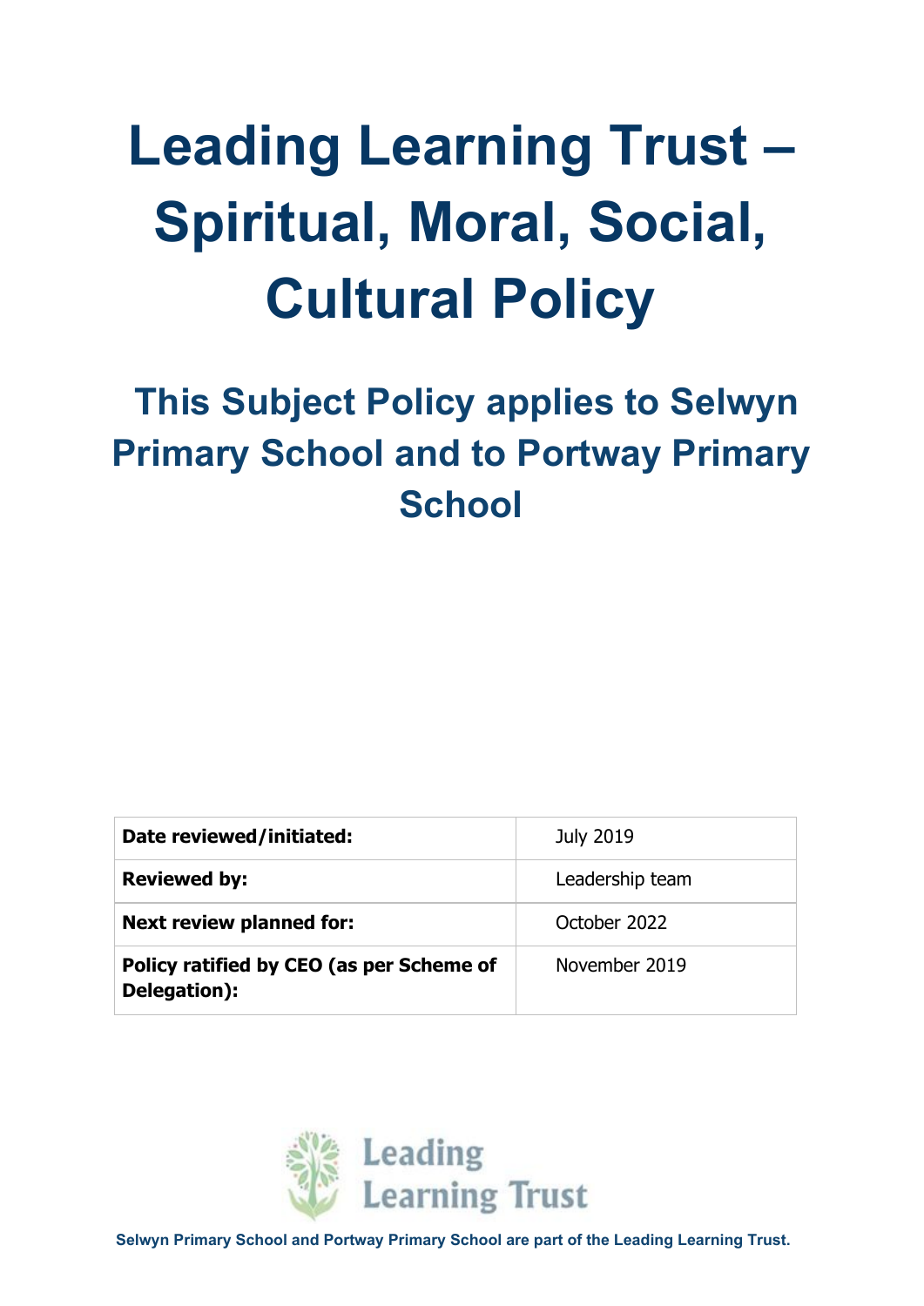# Leading Learning Trust – Spiritual, Moral, Social, Cultural Policy

## This Subject Policy applies to Selwyn Primary School and to Portway Primary School

| **Date reviewed/initiated:** | July 2019 |
|---|---|
| **Reviewed by:** | Leadership team |
| **Next review planned for:** | October 2022 |
| **Policy ratified by CEO (as per Scheme of Delegation):** | November 2019 |

Leading Learning Trust

**Selwyn Primary School and Portway Primary School are part of the Leading Learning Trust.**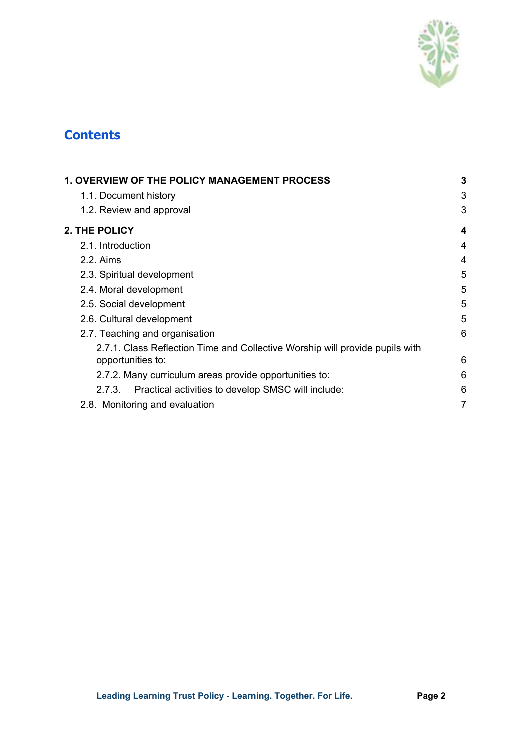# Contents

| | |
|---|---|
| **1. OVERVIEW OF THE POLICY MANAGEMENT PROCESS** | **3** |
| 1.1. Document history | 3 |
| 1.2. Review and approval | 3 |
| **2. THE POLICY** | **4** |
| 2.1. Introduction | 4 |
| 2.2. Aims | 4 |
| 2.3. Spiritual development | 5 |
| 2.4. Moral development | 5 |
| 2.5. Social development | 5 |
| 2.6. Cultural development | 5 |
| 2.7. Teaching and organisation | 6 |
| 2.7.1. Class Reflection Time and Collective Worship will provide pupils with opportunities to: | 6 |
| 2.7.2. Many curriculum areas provide opportunities to: | 6 |
| 2.7.3. Practical activities to develop SMSC will include: | 6 |
| 2.8. Monitoring and evaluation | 7 |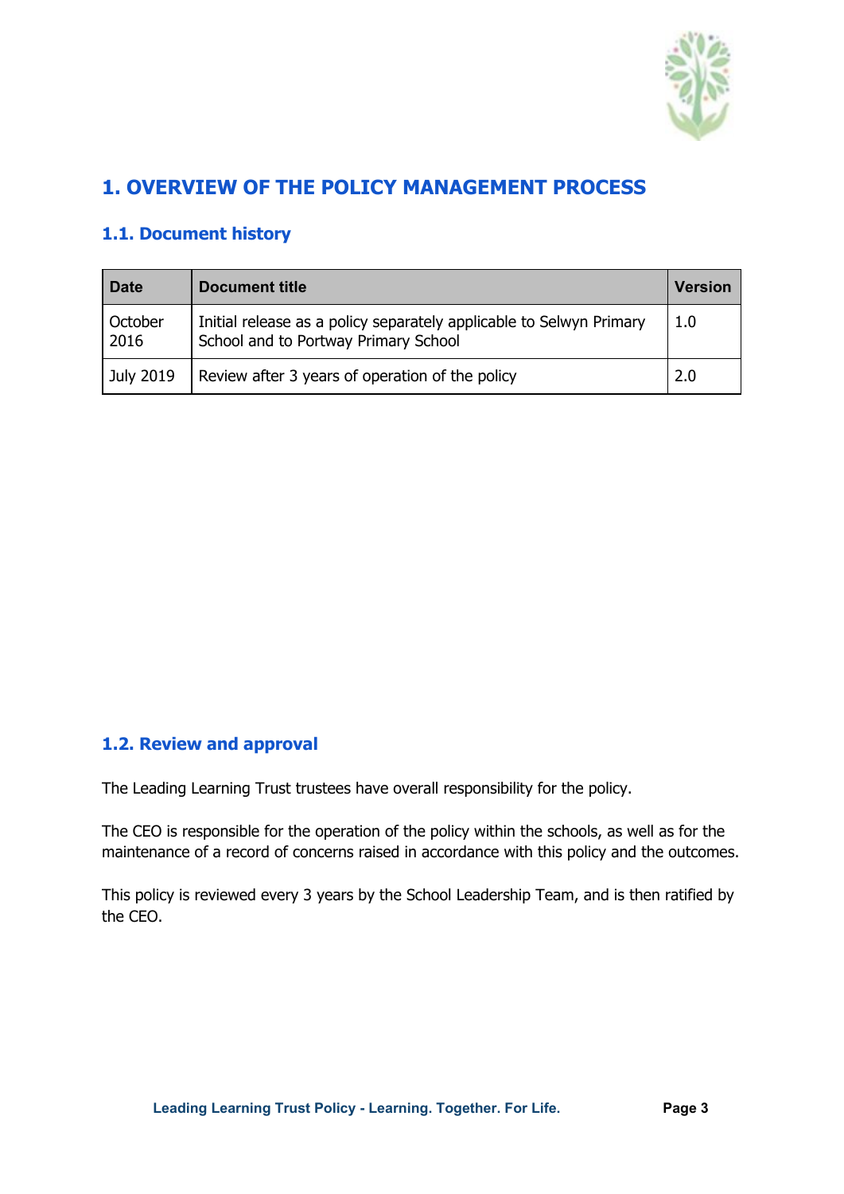# 1. OVERVIEW OF THE POLICY MANAGEMENT PROCESS

## 1.1. Document history

| Date | Document title | Version |
|---|---|---|
| October 2016 | Initial release as a policy separately applicable to Selwyn Primary School and to Portway Primary School | 1.0 |
| July 2019 | Review after 3 years of operation of the policy | 2.0 |

## 1.2. Review and approval

The Leading Learning Trust trustees have overall responsibility for the policy.

The CEO is responsible for the operation of the policy within the schools, as well as for the maintenance of a record of concerns raised in accordance with this policy and the outcomes.

This policy is reviewed every 3 years by the School Leadership Team, and is then ratified by the CEO.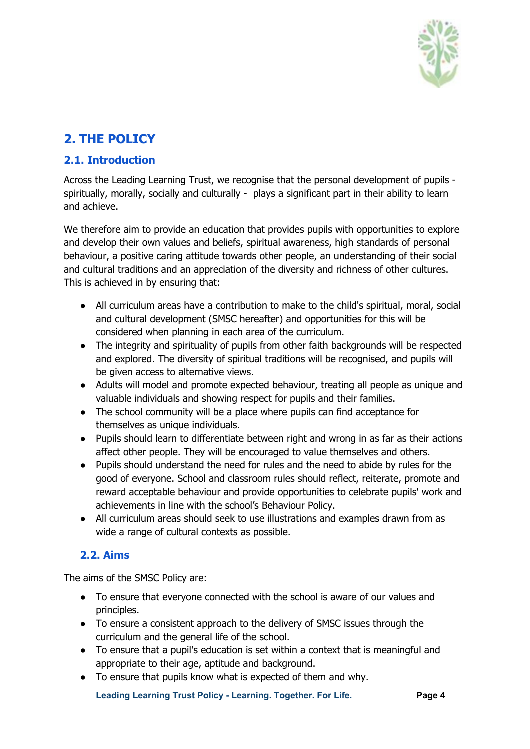# 2. THE POLICY

## 2.1. Introduction

Across the Leading Learning Trust, we recognise that the personal development of pupils - spiritually, morally, socially and culturally - plays a significant part in their ability to learn and achieve.

We therefore aim to provide an education that provides pupils with opportunities to explore and develop their own values and beliefs, spiritual awareness, high standards of personal behaviour, a positive caring attitude towards other people, an understanding of their social and cultural traditions and an appreciation of the diversity and richness of other cultures. This is achieved in by ensuring that:

- All curriculum areas have a contribution to make to the child's spiritual, moral, social and cultural development (SMSC hereafter) and opportunities for this will be considered when planning in each area of the curriculum.
- The integrity and spirituality of pupils from other faith backgrounds will be respected and explored. The diversity of spiritual traditions will be recognised, and pupils will be given access to alternative views.
- Adults will model and promote expected behaviour, treating all people as unique and valuable individuals and showing respect for pupils and their families.
- The school community will be a place where pupils can find acceptance for themselves as unique individuals.
- Pupils should learn to differentiate between right and wrong in as far as their actions affect other people. They will be encouraged to value themselves and others.
- Pupils should understand the need for rules and the need to abide by rules for the good of everyone. School and classroom rules should reflect, reiterate, promote and reward acceptable behaviour and provide opportunities to celebrate pupils' work and achievements in line with the school's Behaviour Policy.
- All curriculum areas should seek to use illustrations and examples drawn from as wide a range of cultural contexts as possible.

## 2.2. Aims

The aims of the SMSC Policy are:

- To ensure that everyone connected with the school is aware of our values and principles.
- To ensure a consistent approach to the delivery of SMSC issues through the curriculum and the general life of the school.
- To ensure that a pupil's education is set within a context that is meaningful and appropriate to their age, aptitude and background.
- To ensure that pupils know what is expected of them and why.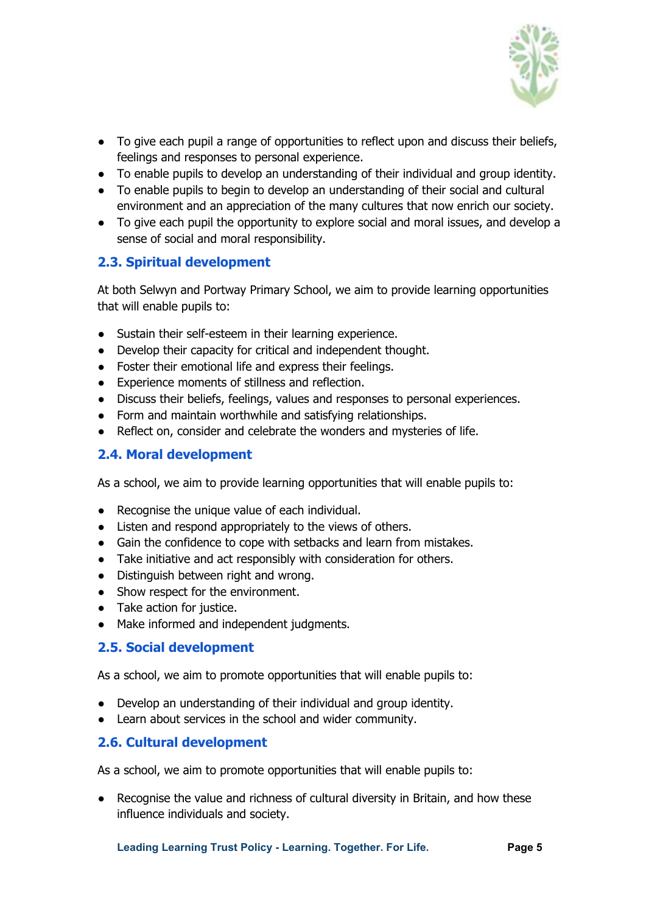- To give each pupil a range of opportunities to reflect upon and discuss their beliefs, feelings and responses to personal experience.
- To enable pupils to develop an understanding of their individual and group identity.
- To enable pupils to begin to develop an understanding of their social and cultural environment and an appreciation of the many cultures that now enrich our society.
- To give each pupil the opportunity to explore social and moral issues, and develop a sense of social and moral responsibility.

### 2.3. Spiritual development

At both Selwyn and Portway Primary School, we aim to provide learning opportunities that will enable pupils to:

- Sustain their self-esteem in their learning experience.
- Develop their capacity for critical and independent thought.
- Foster their emotional life and express their feelings.
- Experience moments of stillness and reflection.
- Discuss their beliefs, feelings, values and responses to personal experiences.
- Form and maintain worthwhile and satisfying relationships.
- Reflect on, consider and celebrate the wonders and mysteries of life.

### 2.4. Moral development

As a school, we aim to provide learning opportunities that will enable pupils to:

- Recognise the unique value of each individual.
- Listen and respond appropriately to the views of others.
- Gain the confidence to cope with setbacks and learn from mistakes.
- Take initiative and act responsibly with consideration for others.
- Distinguish between right and wrong.
- Show respect for the environment.
- Take action for justice.
- Make informed and independent judgments.

### 2.5. Social development

As a school, we aim to promote opportunities that will enable pupils to:

- Develop an understanding of their individual and group identity.
- Learn about services in the school and wider community.

### 2.6. Cultural development

As a school, we aim to promote opportunities that will enable pupils to:

- Recognise the value and richness of cultural diversity in Britain, and how these influence individuals and society.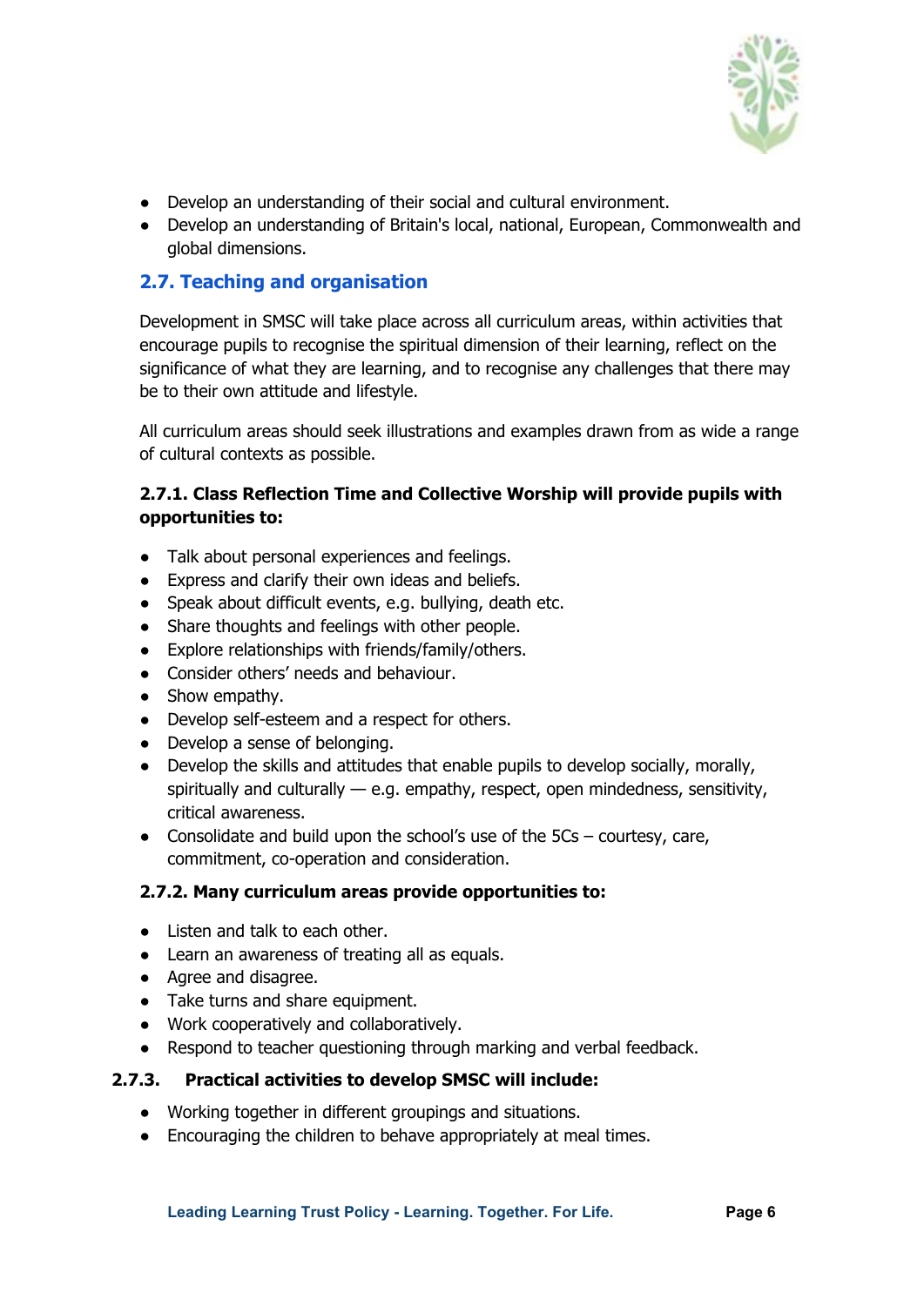- Develop an understanding of their social and cultural environment.
- Develop an understanding of Britain's local, national, European, Commonwealth and global dimensions.

## 2.7. Teaching and organisation

Development in SMSC will take place across all curriculum areas, within activities that encourage pupils to recognise the spiritual dimension of their learning, reflect on the significance of what they are learning, and to recognise any challenges that there may be to their own attitude and lifestyle.

All curriculum areas should seek illustrations and examples drawn from as wide a range of cultural contexts as possible.

### 2.7.1. Class Reflection Time and Collective Worship will provide pupils with opportunities to:

- Talk about personal experiences and feelings.
- Express and clarify their own ideas and beliefs.
- Speak about difficult events, e.g. bullying, death etc.
- Share thoughts and feelings with other people.
- Explore relationships with friends/family/others.
- Consider others' needs and behaviour.
- Show empathy.
- Develop self-esteem and a respect for others.
- Develop a sense of belonging.
- Develop the skills and attitudes that enable pupils to develop socially, morally, spiritually and culturally — e.g. empathy, respect, open mindedness, sensitivity, critical awareness.
- Consolidate and build upon the school's use of the 5Cs – courtesy, care, commitment, co-operation and consideration.

### 2.7.2. Many curriculum areas provide opportunities to:

- Listen and talk to each other.
- Learn an awareness of treating all as equals.
- Agree and disagree.
- Take turns and share equipment.
- Work cooperatively and collaboratively.
- Respond to teacher questioning through marking and verbal feedback.

### 2.7.3. Practical activities to develop SMSC will include:

- Working together in different groupings and situations.
- Encouraging the children to behave appropriately at meal times.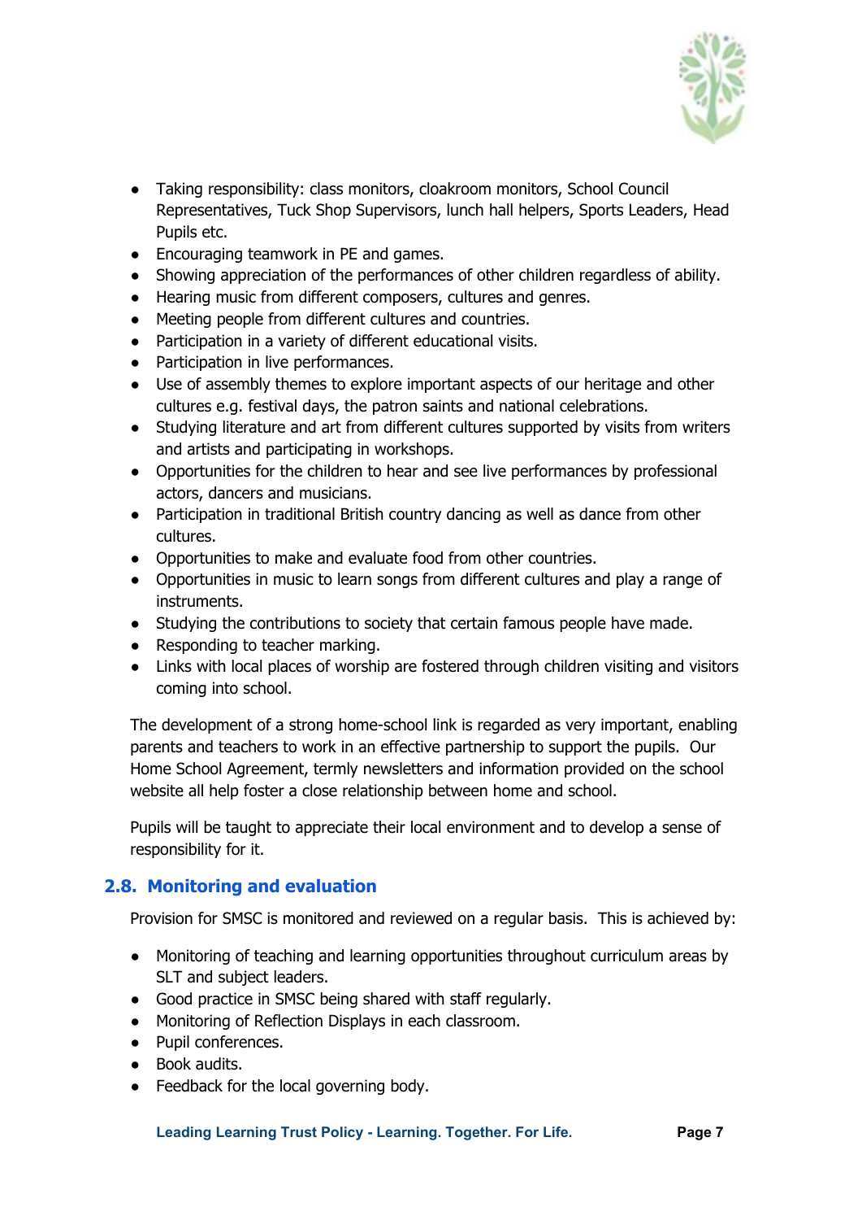- Taking responsibility: class monitors, cloakroom monitors, School Council Representatives, Tuck Shop Supervisors, lunch hall helpers, Sports Leaders, Head Pupils etc.
- Encouraging teamwork in PE and games.
- Showing appreciation of the performances of other children regardless of ability.
- Hearing music from different composers, cultures and genres.
- Meeting people from different cultures and countries.
- Participation in a variety of different educational visits.
- Participation in live performances.
- Use of assembly themes to explore important aspects of our heritage and other cultures e.g. festival days, the patron saints and national celebrations.
- Studying literature and art from different cultures supported by visits from writers and artists and participating in workshops.
- Opportunities for the children to hear and see live performances by professional actors, dancers and musicians.
- Participation in traditional British country dancing as well as dance from other cultures.
- Opportunities to make and evaluate food from other countries.
- Opportunities in music to learn songs from different cultures and play a range of instruments.
- Studying the contributions to society that certain famous people have made.
- Responding to teacher marking.
- Links with local places of worship are fostered through children visiting and visitors coming into school.

The development of a strong home-school link is regarded as very important, enabling parents and teachers to work in an effective partnership to support the pupils. Our Home School Agreement, termly newsletters and information provided on the school website all help foster a close relationship between home and school.

Pupils will be taught to appreciate their local environment and to develop a sense of responsibility for it.

## 2.8. Monitoring and evaluation

Provision for SMSC is monitored and reviewed on a regular basis. This is achieved by:

- Monitoring of teaching and learning opportunities throughout curriculum areas by SLT and subject leaders.
- Good practice in SMSC being shared with staff regularly.
- Monitoring of Reflection Displays in each classroom.
- Pupil conferences.
- Book audits.
- Feedback for the local governing body.